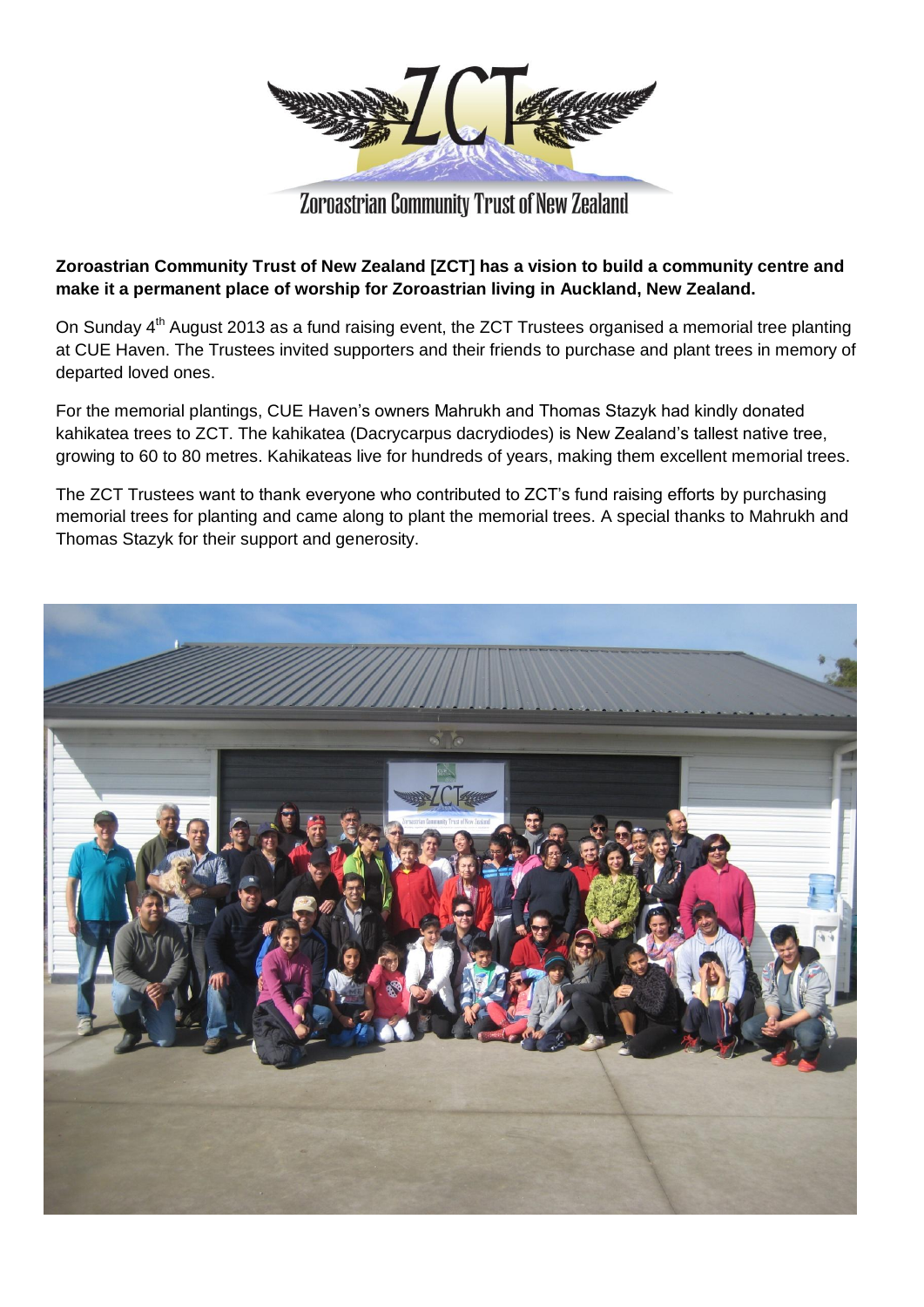Zoroastrian Community Trust of New Zealand

**Zoroastrian Community Trust of New Zealand [ZCT] has a vision to build a community centre and make it a permanent place of worship for Zoroastrian living in Auckland, New Zealand.**

On Sunday 4th August 2013 as a fund raising event, the ZCT Trustees organised a memorial tree planting at CUE Haven. The Trustees invited supporters and their friends to purchase and plant trees in memory of departed loved ones.

For the memorial plantings, CUE Haven's owners Mahrukh and Thomas Stazyk had kindly donated kahikatea trees to ZCT. The kahikatea (Dacrycarpus dacrydiodes) is New Zealand's tallest native tree, growing to 60 to 80 metres. Kahikateas live for hundreds of years, making them excellent memorial trees.

The ZCT Trustees want to thank everyone who contributed to ZCT's fund raising efforts by purchasing memorial trees for planting and came along to plant the memorial trees. A special thanks to Mahrukh and Thomas Stazyk for their support and generosity.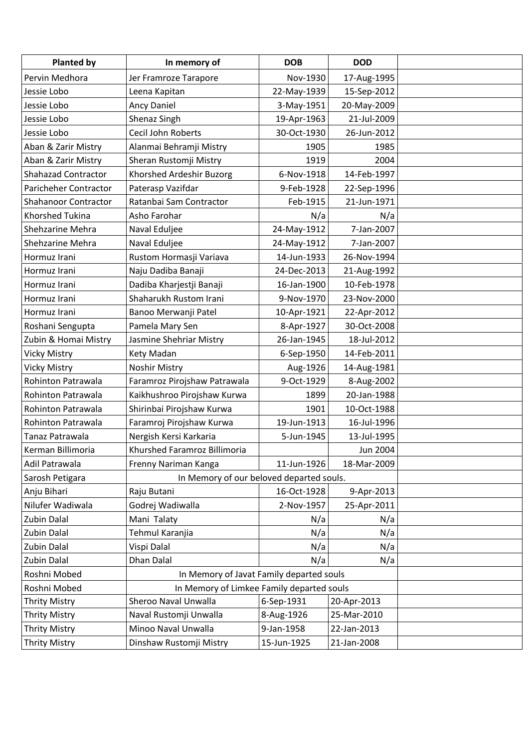| Planted by | In memory of | DOB | DOD | |
|---|---|---|---|---|
| Pervin Medhora | Jer Framroze Tarapore | Nov-1930 | 17-Aug-1995 | |
| Jessie Lobo | Leena Kapitan | 22-May-1939 | 15-Sep-2012 | |
| Jessie Lobo | Ancy Daniel | 3-May-1951 | 20-May-2009 | |
| Jessie Lobo | Shenaz Singh | 19-Apr-1963 | 21-Jul-2009 | |
| Jessie Lobo | Cecil John Roberts | 30-Oct-1930 | 26-Jun-2012 | |
| Aban & Zarir Mistry | Alanmai Behramji Mistry | 1905 | 1985 | |
| Aban & Zarir Mistry | Sheran Rustomji Mistry | 1919 | 2004 | |
| Shahazad Contractor | Khorshed Ardeshir Buzorg | 6-Nov-1918 | 14-Feb-1997 | |
| Paricheher Contractor | Paterasp Vazifdar | 9-Feb-1928 | 22-Sep-1996 | |
| Shahanoor Contractor | Ratanbai Sam Contractor | Feb-1915 | 21-Jun-1971 | |
| Khorshed Tukina | Asho Farohar | N/a | N/a | |
| Shehzarine Mehra | Naval Eduljee | 24-May-1912 | 7-Jan-2007 | |
| Shehzarine Mehra | Naval Eduljee | 24-May-1912 | 7-Jan-2007 | |
| Hormuz Irani | Rustom Hormasji Variava | 14-Jun-1933 | 26-Nov-1994 | |
| Hormuz Irani | Naju Dadiba Banaji | 24-Dec-2013 | 21-Aug-1992 | |
| Hormuz Irani | Dadiba Kharjestji Banaji | 16-Jan-1900 | 10-Feb-1978 | |
| Hormuz Irani | Shaharukh Rustom Irani | 9-Nov-1970 | 23-Nov-2000 | |
| Hormuz Irani | Banoo Merwanji Patel | 10-Apr-1921 | 22-Apr-2012 | |
| Roshani Sengupta | Pamela Mary Sen | 8-Apr-1927 | 30-Oct-2008 | |
| Zubin & Homai Mistry | Jasmine Shehriar Mistry | 26-Jan-1945 | 18-Jul-2012 | |
| Vicky Mistry | Kety Madan | 6-Sep-1950 | 14-Feb-2011 | |
| Vicky Mistry | Noshir Mistry | Aug-1926 | 14-Aug-1981 | |
| Rohinton Patrawala | Faramroz Pirojshaw Patrawala | 9-Oct-1929 | 8-Aug-2002 | |
| Rohinton Patrawala | Kaikhushroo Pirojshaw Kurwa | 1899 | 20-Jan-1988 | |
| Rohinton Patrawala | Shirinbai Pirojshaw Kurwa | 1901 | 10-Oct-1988 | |
| Rohinton Patrawala | Faramroj Pirojshaw Kurwa | 19-Jun-1913 | 16-Jul-1996 | |
| Tanaz Patrawala | Nergish Kersi Karkaria | 5-Jun-1945 | 13-Jul-1995 | |
| Kerman Billimoria | Khurshed Faramroz Billimoria | | Jun 2004 | |
| Adil Patrawala | Frenny Nariman Kanga | 11-Jun-1926 | 18-Mar-2009 | |
| Sarosh Petigara | In Memory of our beloved departed souls. | | | |
| Anju Bihari | Raju Butani | 16-Oct-1928 | 9-Apr-2013 | |
| Nilufer Wadiwala | Godrej Wadiwalla | 2-Nov-1957 | 25-Apr-2011 | |
| Zubin Dalal | Mani Talaty | N/a | N/a | |
| Zubin Dalal | Tehmul Karanjia | N/a | N/a | |
| Zubin Dalal | Vispi Dalal | N/a | N/a | |
| Zubin Dalal | Dhan Dalal | N/a | N/a | |
| Roshni Mobed | In Memory of Javat Family departed souls | | | |
| Roshni Mobed | In Memory of Limkee Family departed souls | | | |
| Thrity Mistry | Sheroo Naval Unwalla | 6-Sep-1931 | 20-Apr-2013 | |
| Thrity Mistry | Naval Rustomji Unwalla | 8-Aug-1926 | 25-Mar-2010 | |
| Thrity Mistry | Minoo Naval Unwalla | 9-Jan-1958 | 22-Jan-2013 | |
| Thrity Mistry | Dinshaw Rustomji Mistry | 15-Jun-1925 | 21-Jan-2008 | |